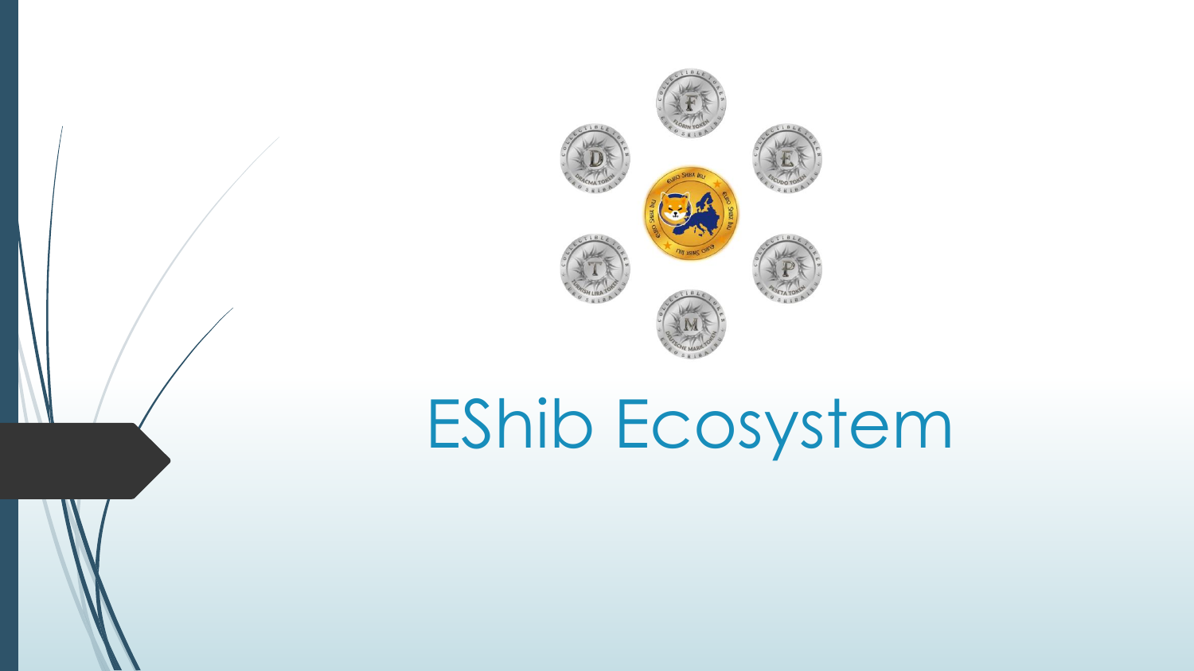# EShib Ecosystem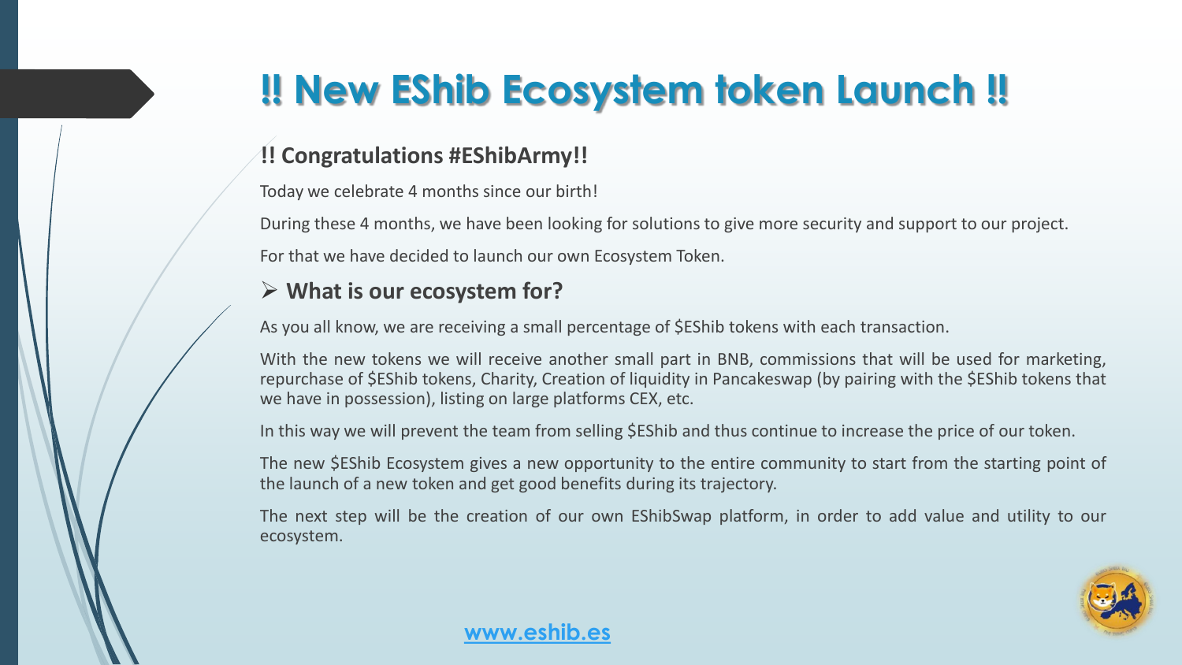# !! New EShib Ecosystem token Launch !!

## !! Congratulations #EShibArmy!!

Today we celebrate 4 months since our birth!

During these 4 months, we have been looking for solutions to give more security and support to our project.

For that we have decided to launch our own Ecosystem Token.

## ➢ What is our ecosystem for?

As you all know, we are receiving a small percentage of $EShib tokens with each transaction.

With the new tokens we will receive another small part in BNB, commissions that will be used for marketing, repurchase of $EShib tokens, Charity, Creation of liquidity in Pancakeswap (by pairing with the $EShib tokens that we have in possession), listing on large platforms CEX, etc.

In this way we will prevent the team from selling $EShib and thus continue to increase the price of our token.

The new $EShib Ecosystem gives a new opportunity to the entire community to start from the starting point of the launch of a new token and get good benefits during its trajectory.

The next step will be the creation of our own EShibSwap platform, in order to add value and utility to our ecosystem.

www.eshib.es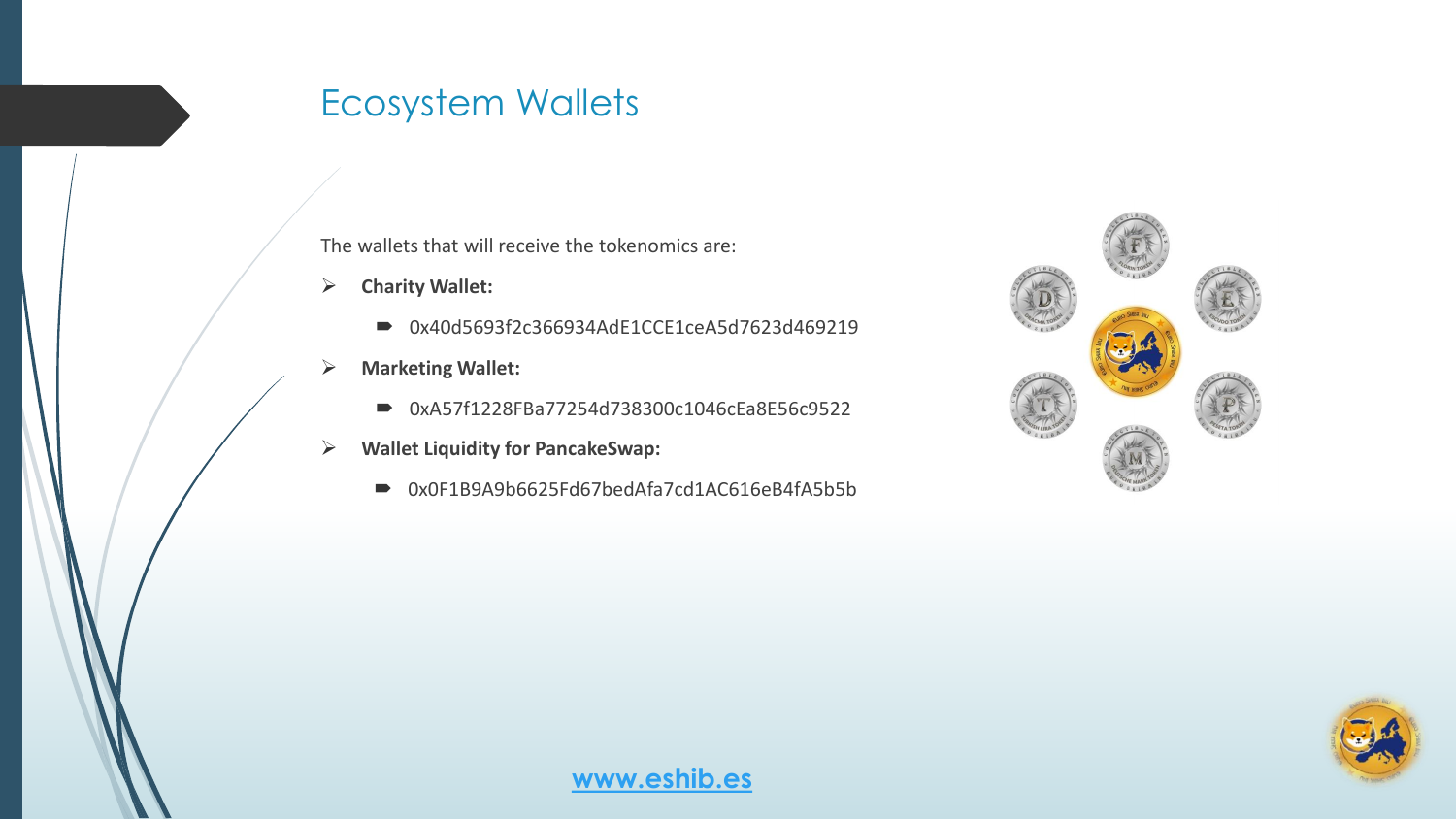# Ecosystem Wallets

The wallets that will receive the tokenomics are:

- **Charity Wallet:**
  - 0x40d5693f2c366934AdE1CCE1ceA5d7623d469219
- **Marketing Wallet:**
  - 0xA57f1228FBa77254d738300c1046cEa8E56c9522
- **Wallet Liquidity for PancakeSwap:**
  - 0x0F1B9A9b6625Fd67bedAfa7cd1AC616eB4fA5b5b

www.eshib.es